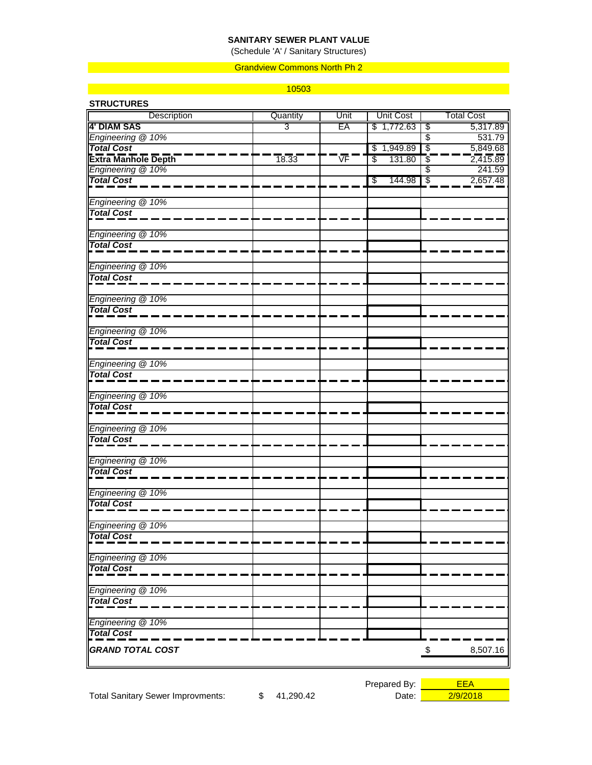# SANITARY SEWER PLANT VALUE

(Schedule 'A' / Sanitary Structures)

Grandview Commons North Ph 2

10503

**STRUCTURES**

| Description | Quantity | Unit | Unit Cost | Total Cost |
|---|---|---|---|---|
| **4' DIAM SAS** | 3 | EA | $ 1,772.63 | $ 5,317.89 |
| *Engineering @ 10%* | | | | $ 531.79 |
| ***Total Cost*** | | | $ 1,949.89 | $ 5,849.68 |
| **Extra Manhole Depth** | 18.33 | VF | $ 131.80 | $ 2,415.89 |
| *Engineering @ 10%* | | | | $ 241.59 |
| ***Total Cost*** | | | $ 144.98 | $ 2,657.48 |
| | | | | |
| *Engineering @ 10%* | | | | |
| ***Total Cost*** | | | | |
| | | | | |
| *Engineering @ 10%* | | | | |
| ***Total Cost*** | | | | |
| | | | | |
| *Engineering @ 10%* | | | | |
| ***Total Cost*** | | | | |
| | | | | |
| *Engineering @ 10%* | | | | |
| ***Total Cost*** | | | | |
| | | | | |
| *Engineering @ 10%* | | | | |
| ***Total Cost*** | | | | |
| | | | | |
| *Engineering @ 10%* | | | | |
| ***Total Cost*** | | | | |
| | | | | |
| *Engineering @ 10%* | | | | |
| ***Total Cost*** | | | | |
| | | | | |
| *Engineering @ 10%* | | | | |
| ***Total Cost*** | | | | |
| | | | | |
| *Engineering @ 10%* | | | | |
| ***Total Cost*** | | | | |
| | | | | |
| *Engineering @ 10%* | | | | |
| ***Total Cost*** | | | | |
| | | | | |
| *Engineering @ 10%* | | | | |
| ***Total Cost*** | | | | |
| | | | | |
| *Engineering @ 10%* | | | | |
| ***Total Cost*** | | | | |
| | | | | |
| *Engineering @ 10%* | | | | |
| ***Total Cost*** | | | | |
| | | | | |
| *Engineering @ 10%* | | | | |
| ***Total Cost*** | | | | |
| ***GRAND TOTAL COST*** | | | | $ 8,507.16 |

Total Sanitary Sewer Improvments: $ 41,290.42

Prepared By: EEA

Date: 2/9/2018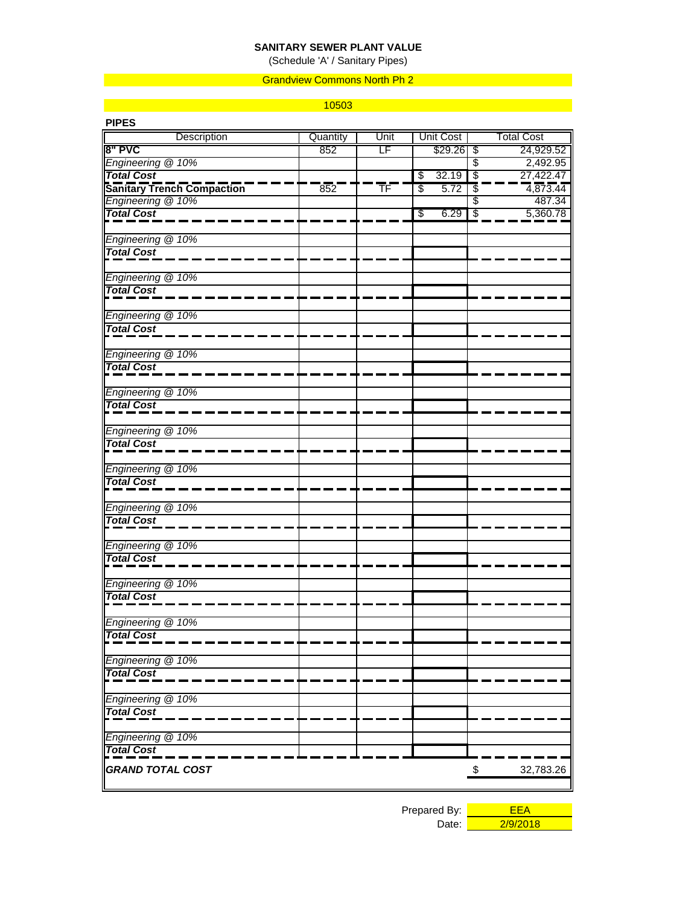**SANITARY SEWER PLANT VALUE**

(Schedule 'A' / Sanitary Pipes)

Grandview Commons North Ph 2

10503

**PIPES**

| Description | Quantity | Unit | Unit Cost | Total Cost |
|---|---|---|---|---|
| **8" PVC** | 852 | LF | $29.26 | $ 24,929.52 |
| *Engineering @ 10%* | | | | $ 2,492.95 |
| ***Total Cost*** | | | $ 32.19 | $ 27,422.47 |
| **Sanitary Trench Compaction** | 852 | TF | $ 5.72 | $ 4,873.44 |
| *Engineering @ 10%* | | | | $ 487.34 |
| ***Total Cost*** | | | $ 6.29 | $ 5,360.78 |
| | | | | |
| *Engineering @ 10%* | | | | |
| ***Total Cost*** | | | | |
| | | | | |
| *Engineering @ 10%* | | | | |
| ***Total Cost*** | | | | |
| | | | | |
| *Engineering @ 10%* | | | | |
| ***Total Cost*** | | | | |
| | | | | |
| *Engineering @ 10%* | | | | |
| ***Total Cost*** | | | | |
| | | | | |
| *Engineering @ 10%* | | | | |
| ***Total Cost*** | | | | |
| | | | | |
| *Engineering @ 10%* | | | | |
| ***Total Cost*** | | | | |
| | | | | |
| *Engineering @ 10%* | | | | |
| ***Total Cost*** | | | | |
| | | | | |
| *Engineering @ 10%* | | | | |
| ***Total Cost*** | | | | |
| | | | | |
| *Engineering @ 10%* | | | | |
| ***Total Cost*** | | | | |
| | | | | |
| *Engineering @ 10%* | | | | |
| ***Total Cost*** | | | | |
| | | | | |
| *Engineering @ 10%* | | | | |
| ***Total Cost*** | | | | |
| | | | | |
| *Engineering @ 10%* | | | | |
| ***Total Cost*** | | | | |
| | | | | |
| *Engineering @ 10%* | | | | |
| ***Total Cost*** | | | | |
| | | | | |
| *Engineering @ 10%* | | | | |
| ***Total Cost*** | | | | |
| ***GRAND TOTAL COST*** | | | | $ 32,783.26 |

Prepared By: EEA

Date: 2/9/2018